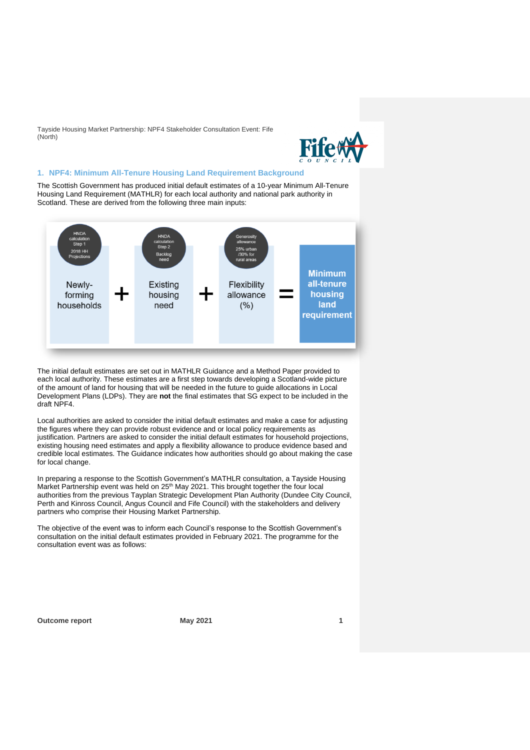Tayside Housing Market Partnership: NPF4 Stakeholder Consultation Event: Fife (North)

## 1. NPF4: Minimum All-Tenure Housing Land Requirement Background

The Scottish Government has produced initial default estimates of a 10-year Minimum All-Tenure Housing Land Requirement (MATHLR) for each local authority and national park authority in Scotland. These are derived from the following three main inputs:

| HNDA calculation Step 1: 2018 HH Projections | | HNDA calculation Step 2: Backlog need | | Generosity allowance: 25% urban /30% for rural areas | | |
|---|---|---|---|---|---|---|
| Newly-forming households | + | Existing housing need | + | Flexibility allowance (%) | = | Minimum all-tenure housing land requirement |

The initial default estimates are set out in MATHLR Guidance and a Method Paper provided to each local authority. These estimates are a first step towards developing a Scotland-wide picture of the amount of land for housing that will be needed in the future to guide allocations in Local Development Plans (LDPs). They are **not** the final estimates that SG expect to be included in the draft NPF4.

Local authorities are asked to consider the initial default estimates and make a case for adjusting the figures where they can provide robust evidence and or local policy requirements as justification. Partners are asked to consider the initial default estimates for household projections, existing housing need estimates and apply a flexibility allowance to produce evidence based and credible local estimates. The Guidance indicates how authorities should go about making the case for local change.

In preparing a response to the Scottish Government's MATHLR consultation, a Tayside Housing Market Partnership event was held on 25th May 2021. This brought together the four local authorities from the previous Tayplan Strategic Development Plan Authority (Dundee City Council, Perth and Kinross Council, Angus Council and Fife Council) with the stakeholders and delivery partners who comprise their Housing Market Partnership.

The objective of the event was to inform each Council's response to the Scottish Government's consultation on the initial default estimates provided in February 2021. The programme for the consultation event was as follows: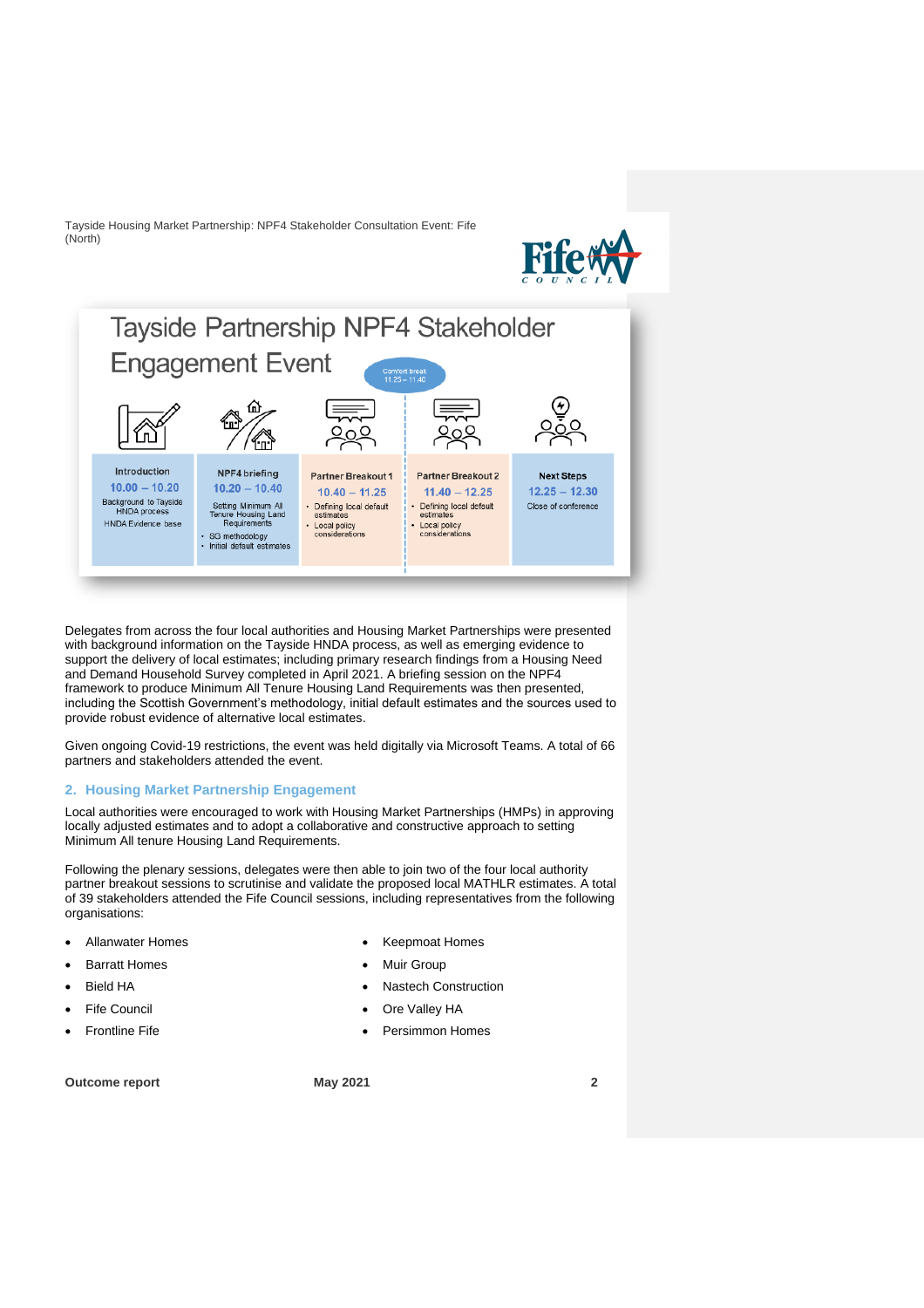## Tayside Partnership NPF4 Stakeholder Engagement Event

Comfort break 11.25 – 11.40

| Introduction | NPF4 briefing | Partner Breakout 1 | Partner Breakout 2 | Next Steps |
|---|---|---|---|---|
| 10.00 – 10.20 | 10.20 – 10.40 | 10.40 – 11.25 | 11.40 – 12.25 | 12.25 – 12.30 |
| Background to Tayside HNDA process<br>HNDA Evidence base | Setting Minimum All Tenure Housing Land Requirements<br>• SG methodology<br>• Initial default estimates | • Defining local default estimates<br>• Local policy considerations | • Defining local default estimates<br>• Local policy considerations | Close of conference |

Delegates from across the four local authorities and Housing Market Partnerships were presented with background information on the Tayside HNDA process, as well as emerging evidence to support the delivery of local estimates; including primary research findings from a Housing Need and Demand Household Survey completed in April 2021. A briefing session on the NPF4 framework to produce Minimum All Tenure Housing Land Requirements was then presented, including the Scottish Government's methodology, initial default estimates and the sources used to provide robust evidence of alternative local estimates.

Given ongoing Covid-19 restrictions, the event was held digitally via Microsoft Teams. A total of 66 partners and stakeholders attended the event.

## 2. Housing Market Partnership Engagement

Local authorities were encouraged to work with Housing Market Partnerships (HMPs) in approving locally adjusted estimates and to adopt a collaborative and constructive approach to setting Minimum All tenure Housing Land Requirements.

Following the plenary sessions, delegates were then able to join two of the four local authority partner breakout sessions to scrutinise and validate the proposed local MATHLR estimates. A total of 39 stakeholders attended the Fife Council sessions, including representatives from the following organisations:

- Allanwater Homes
- Barratt Homes
- Bield HA
- Fife Council
- Frontline Fife
- Keepmoat Homes
- Muir Group
- Nastech Construction
- Ore Valley HA
- Persimmon Homes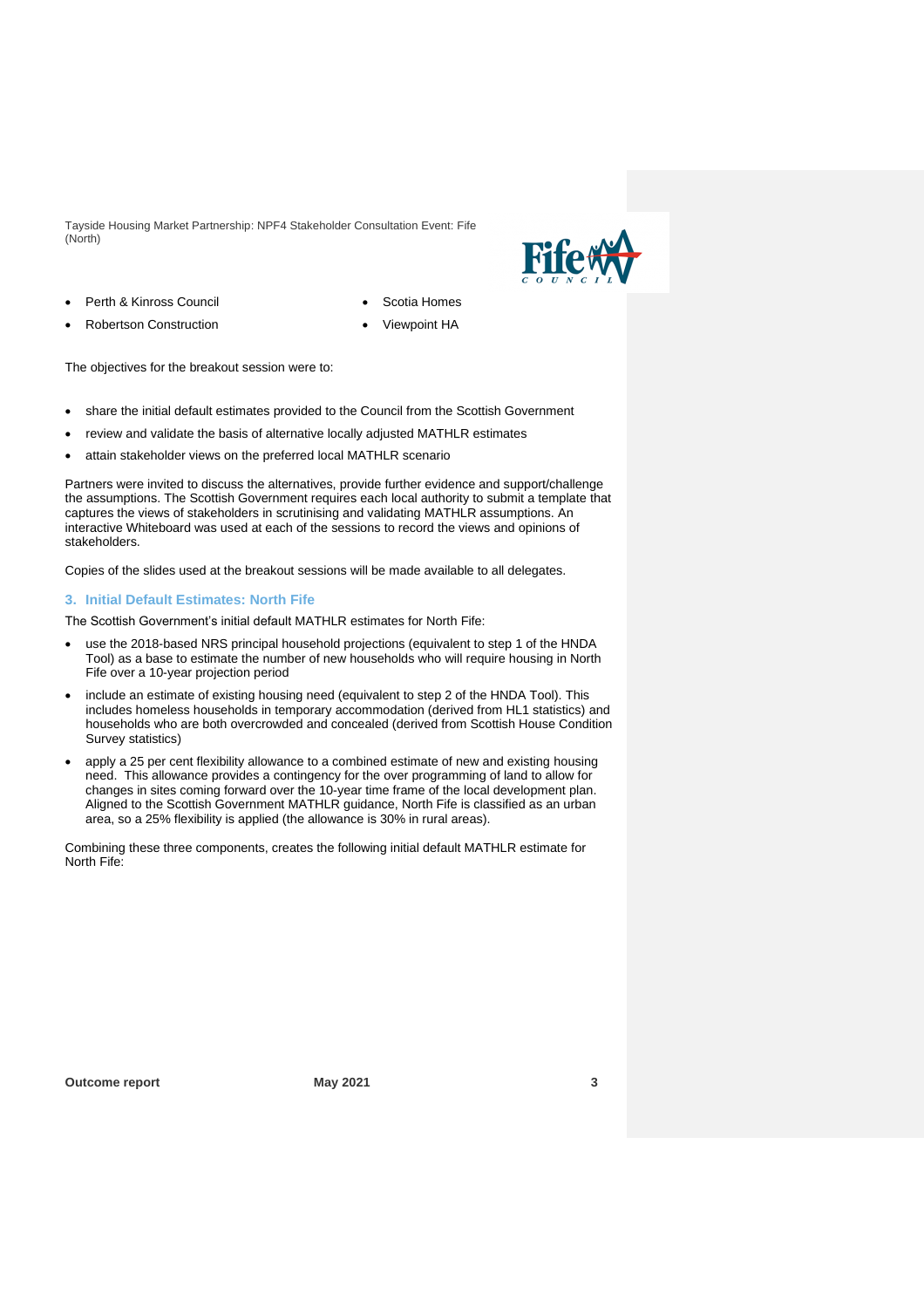- Perth & Kinross Council
- Robertson Construction
- Scotia Homes
- Viewpoint HA

The objectives for the breakout session were to:

- share the initial default estimates provided to the Council from the Scottish Government
- review and validate the basis of alternative locally adjusted MATHLR estimates
- attain stakeholder views on the preferred local MATHLR scenario

Partners were invited to discuss the alternatives, provide further evidence and support/challenge the assumptions. The Scottish Government requires each local authority to submit a template that captures the views of stakeholders in scrutinising and validating MATHLR assumptions. An interactive Whiteboard was used at each of the sessions to record the views and opinions of stakeholders.

Copies of the slides used at the breakout sessions will be made available to all delegates.

## 3. Initial Default Estimates: North Fife

The Scottish Government's initial default MATHLR estimates for North Fife:

- use the 2018-based NRS principal household projections (equivalent to step 1 of the HNDA Tool) as a base to estimate the number of new households who will require housing in North Fife over a 10-year projection period
- include an estimate of existing housing need (equivalent to step 2 of the HNDA Tool). This includes homeless households in temporary accommodation (derived from HL1 statistics) and households who are both overcrowded and concealed (derived from Scottish House Condition Survey statistics)
- apply a 25 per cent flexibility allowance to a combined estimate of new and existing housing need. This allowance provides a contingency for the over programming of land to allow for changes in sites coming forward over the 10-year time frame of the local development plan. Aligned to the Scottish Government MATHLR guidance, North Fife is classified as an urban area, so a 25% flexibility is applied (the allowance is 30% in rural areas).

Combining these three components, creates the following initial default MATHLR estimate for North Fife: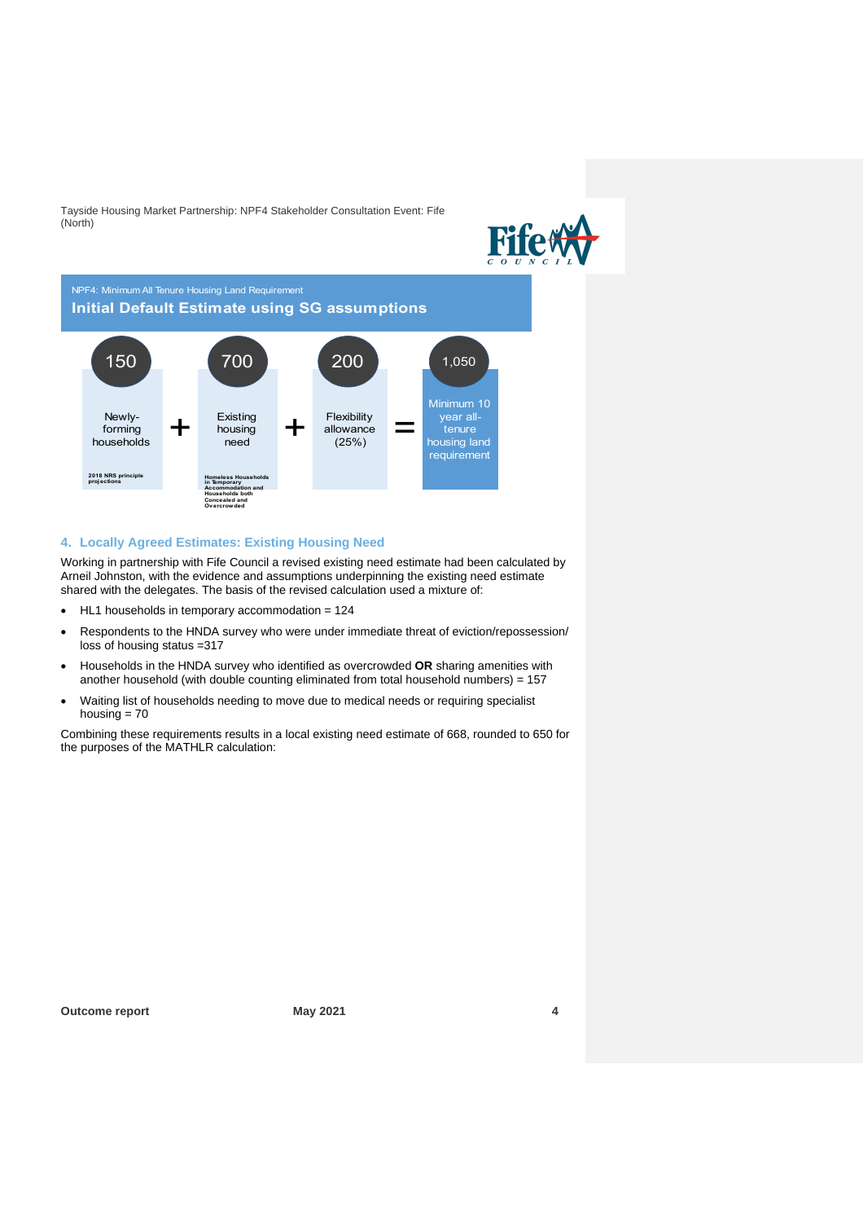NPF4: Minimum All Tenure Housing Land Requirement

**Initial Default Estimate using SG assumptions**

| 150 | | 700 | | 200 | | 1,050 |
|---|---|---|---|---|---|---|
| Newly-forming households | + | Existing housing need | + | Flexibility allowance (25%) | = | Minimum 10 year all-tenure housing land requirement |
| 2018 NRS principle projections | | Homeless Households in Temporary Accommodation and Households both Concealed and Overcrowded | | | | |

## 4. Locally Agreed Estimates: Existing Housing Need

Working in partnership with Fife Council a revised existing need estimate had been calculated by Arneil Johnston, with the evidence and assumptions underpinning the existing need estimate shared with the delegates. The basis of the revised calculation used a mixture of:

- HL1 households in temporary accommodation = 124
- Respondents to the HNDA survey who were under immediate threat of eviction/repossession/ loss of housing status =317
- Households in the HNDA survey who identified as overcrowded **OR** sharing amenities with another household (with double counting eliminated from total household numbers) = 157
- Waiting list of households needing to move due to medical needs or requiring specialist housing = 70

Combining these requirements results in a local existing need estimate of 668, rounded to 650 for the purposes of the MATHLR calculation: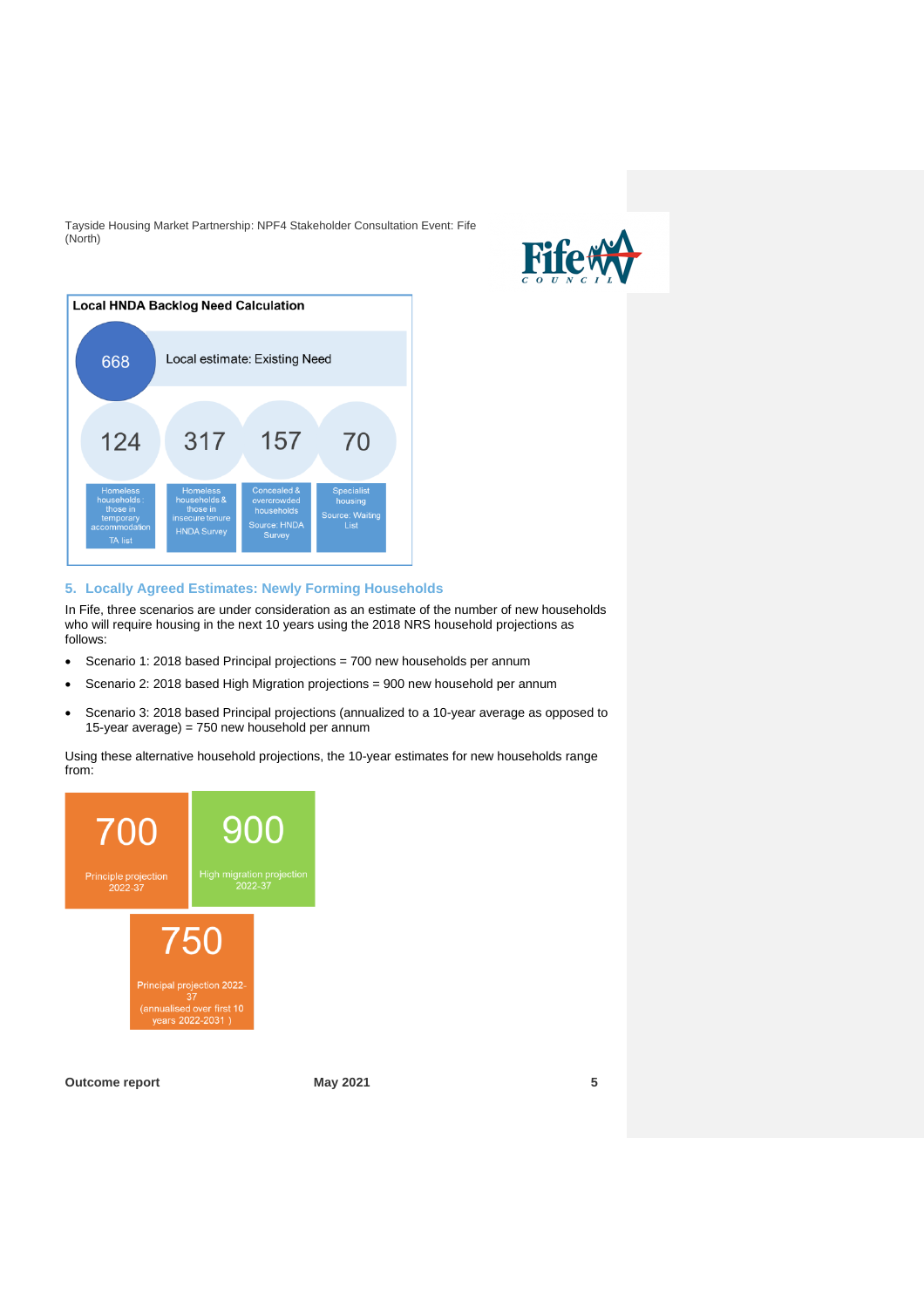**Local HNDA Backlog Need Calculation**

668 — Local estimate: Existing Need

| 124 | 317 | 157 | 70 |
|---|---|---|---|
| Homeless households : those in temporary accommodation<br>TA list | Homeless households & those in insecure tenure<br>HNDA Survey | Concealed & overcrowded households<br>Source: HNDA Survey | Specialist housing<br>Source: Waiting List |

## 5. Locally Agreed Estimates: Newly Forming Households

In Fife, three scenarios are under consideration as an estimate of the number of new households who will require housing in the next 10 years using the 2018 NRS household projections as follows:

- Scenario 1: 2018 based Principal projections = 700 new households per annum
- Scenario 2: 2018 based High Migration projections = 900 new household per annum
- Scenario 3: 2018 based Principal projections (annualized to a 10-year average as opposed to 15-year average) = 750 new household per annum

Using these alternative household projections, the 10-year estimates for new households range from:

| 700 | 900 | 750 |
|---|---|---|
| Principle projection 2022-37 | High migration projection 2022-37 | Principal projection 2022-37 (annualised over first 10 years 2022-2031 ) |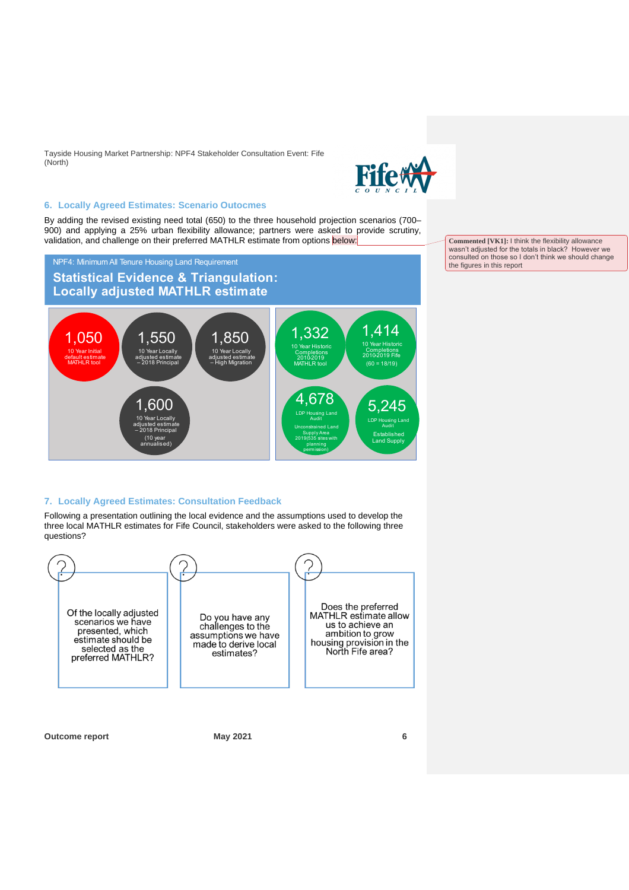## 6. Locally Agreed Estimates: Scenario Outocmes

By adding the revised existing need total (650) to the three household projection scenarios (700–900) and applying a 25% urban flexibility allowance; partners were asked to provide scrutiny, validation, and challenge on their preferred MATHLR estimate from options below:

> **Commented [VK1]:** I think the flexibility allowance wasn't adjusted for the totals in black? However we consulted on those so I don't think we should change the figures in this report

NPF4: Minimum All Tenure Housing Land Requirement

**Statistical Evidence & Triangulation: Locally adjusted MATHLR estimate**

- **1,050** – 10 Year Initial default estimate MATHLR tool
- **1,550** – 10 Year Locally adjusted estimate – 2018 Principal
- **1,850** – 10 Year Locally adjusted estimate – High Migration
- **1,600** – 10 Year Locally adjusted estimate – 2018 Principal (10 year annualised)
- **1,332** – 10 Year Historic Completions 2010-2019 MATHLR tool
- **1,414** – 10 Year Historic Completions 2010-2019 Fife (60 = 18/19)
- **4,678** – LDP Housing Land Audit Unconstrained Land Supply Area 2019(535 sites with planning permission)
- **5,245** – LDP Housing Land Audit Established Land Supply

## 7. Locally Agreed Estimates: Consultation Feedback

Following a presentation outlining the local evidence and the assumptions used to develop the three local MATHLR estimates for Fife Council, stakeholders were asked to the following three questions?

- Of the locally adjusted scenarios we have presented, which estimate should be selected as the preferred MATHLR?
- Do you have any challenges to the assumptions we have made to derive local estimates?
- Does the preferred MATHLR estimate allow us to achieve an ambition to grow housing provision in the North Fife area?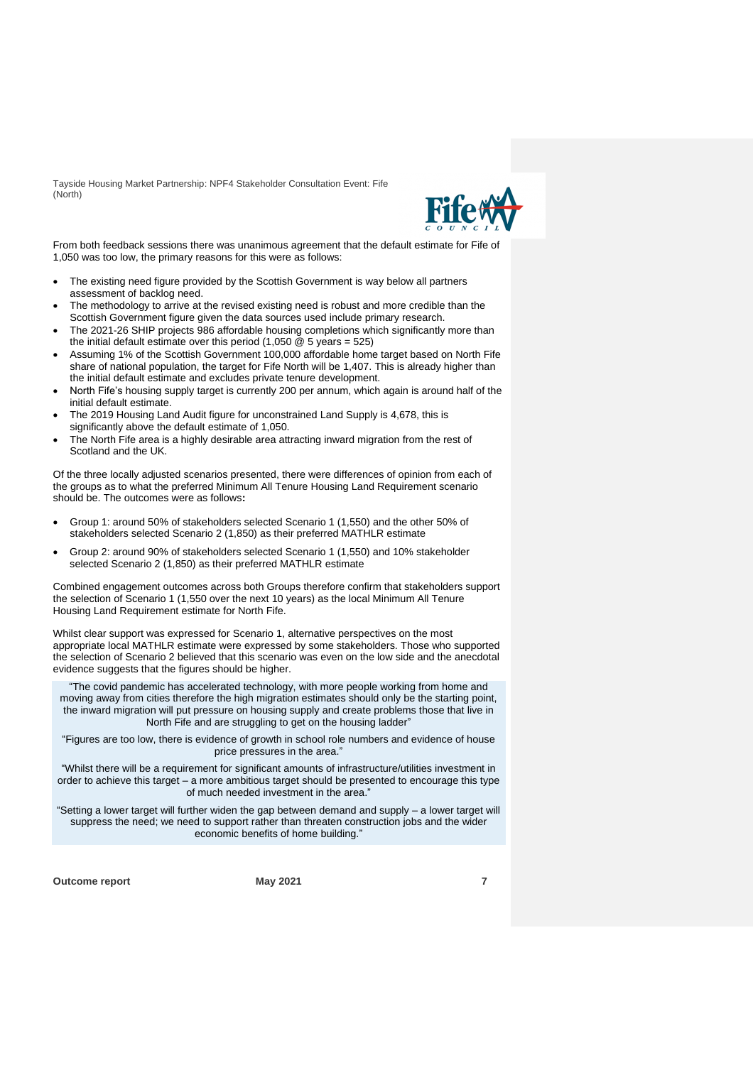From both feedback sessions there was unanimous agreement that the default estimate for Fife of 1,050 was too low, the primary reasons for this were as follows:

- The existing need figure provided by the Scottish Government is way below all partners assessment of backlog need.
- The methodology to arrive at the revised existing need is robust and more credible than the Scottish Government figure given the data sources used include primary research.
- The 2021-26 SHIP projects 986 affordable housing completions which significantly more than the initial default estimate over this period (1,050 @ 5 years = 525)
- Assuming 1% of the Scottish Government 100,000 affordable home target based on North Fife share of national population, the target for Fife North will be 1,407. This is already higher than the initial default estimate and excludes private tenure development.
- North Fife's housing supply target is currently 200 per annum, which again is around half of the initial default estimate.
- The 2019 Housing Land Audit figure for unconstrained Land Supply is 4,678, this is significantly above the default estimate of 1,050.
- The North Fife area is a highly desirable area attracting inward migration from the rest of Scotland and the UK.

Of the three locally adjusted scenarios presented, there were differences of opinion from each of the groups as to what the preferred Minimum All Tenure Housing Land Requirement scenario should be. The outcomes were as follows**:**

- Group 1: around 50% of stakeholders selected Scenario 1 (1,550) and the other 50% of stakeholders selected Scenario 2 (1,850) as their preferred MATHLR estimate
- Group 2: around 90% of stakeholders selected Scenario 1 (1,550) and 10% stakeholder selected Scenario 2 (1,850) as their preferred MATHLR estimate

Combined engagement outcomes across both Groups therefore confirm that stakeholders support the selection of Scenario 1 (1,550 over the next 10 years) as the local Minimum All Tenure Housing Land Requirement estimate for North Fife.

Whilst clear support was expressed for Scenario 1, alternative perspectives on the most appropriate local MATHLR estimate were expressed by some stakeholders. Those who supported the selection of Scenario 2 believed that this scenario was even on the low side and the anecdotal evidence suggests that the figures should be higher.

> "The covid pandemic has accelerated technology, with more people working from home and moving away from cities therefore the high migration estimates should only be the starting point, the inward migration will put pressure on housing supply and create problems those that live in North Fife and are struggling to get on the housing ladder"
>
> "Figures are too low, there is evidence of growth in school role numbers and evidence of house price pressures in the area."
>
> "Whilst there will be a requirement for significant amounts of infrastructure/utilities investment in order to achieve this target – a more ambitious target should be presented to encourage this type of much needed investment in the area."
>
> "Setting a lower target will further widen the gap between demand and supply – a lower target will suppress the need; we need to support rather than threaten construction jobs and the wider economic benefits of home building."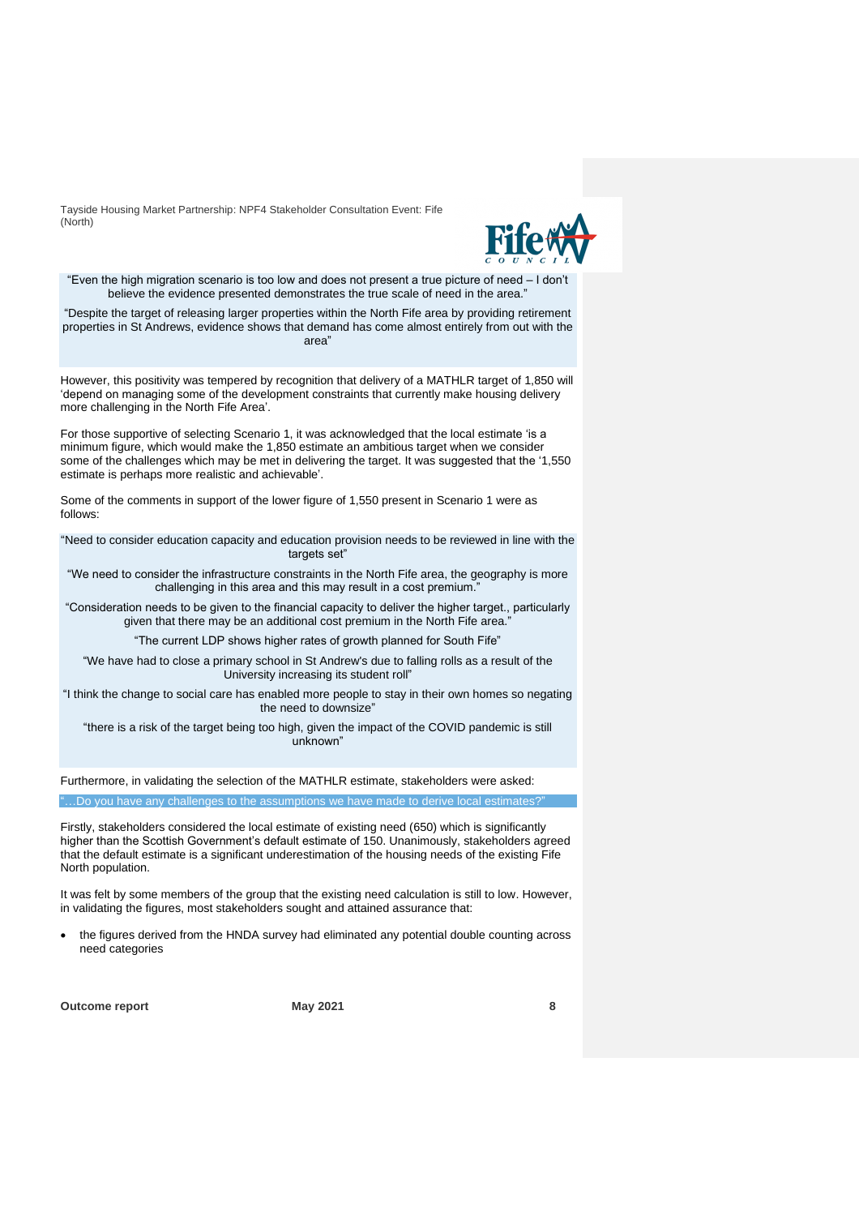"Even the high migration scenario is too low and does not present a true picture of need – I don't believe the evidence presented demonstrates the true scale of need in the area."

"Despite the target of releasing larger properties within the North Fife area by providing retirement properties in St Andrews, evidence shows that demand has come almost entirely from out with the area"

However, this positivity was tempered by recognition that delivery of a MATHLR target of 1,850 will 'depend on managing some of the development constraints that currently make housing delivery more challenging in the North Fife Area'.

For those supportive of selecting Scenario 1, it was acknowledged that the local estimate 'is a minimum figure, which would make the 1,850 estimate an ambitious target when we consider some of the challenges which may be met in delivering the target. It was suggested that the '1,550 estimate is perhaps more realistic and achievable'.

Some of the comments in support of the lower figure of 1,550 present in Scenario 1 were as follows:

"Need to consider education capacity and education provision needs to be reviewed in line with the targets set"

"We need to consider the infrastructure constraints in the North Fife area, the geography is more challenging in this area and this may result in a cost premium."

"Consideration needs to be given to the financial capacity to deliver the higher target., particularly given that there may be an additional cost premium in the North Fife area."

"The current LDP shows higher rates of growth planned for South Fife"

"We have had to close a primary school in St Andrew's due to falling rolls as a result of the University increasing its student roll"

"I think the change to social care has enabled more people to stay in their own homes so negating the need to downsize"

"there is a risk of the target being too high, given the impact of the COVID pandemic is still unknown"

Furthermore, in validating the selection of the MATHLR estimate, stakeholders were asked:

"…Do you have any challenges to the assumptions we have made to derive local estimates?"

Firstly, stakeholders considered the local estimate of existing need (650) which is significantly higher than the Scottish Government's default estimate of 150. Unanimously, stakeholders agreed that the default estimate is a significant underestimation of the housing needs of the existing Fife North population.

It was felt by some members of the group that the existing need calculation is still to low. However, in validating the figures, most stakeholders sought and attained assurance that:

- the figures derived from the HNDA survey had eliminated any potential double counting across need categories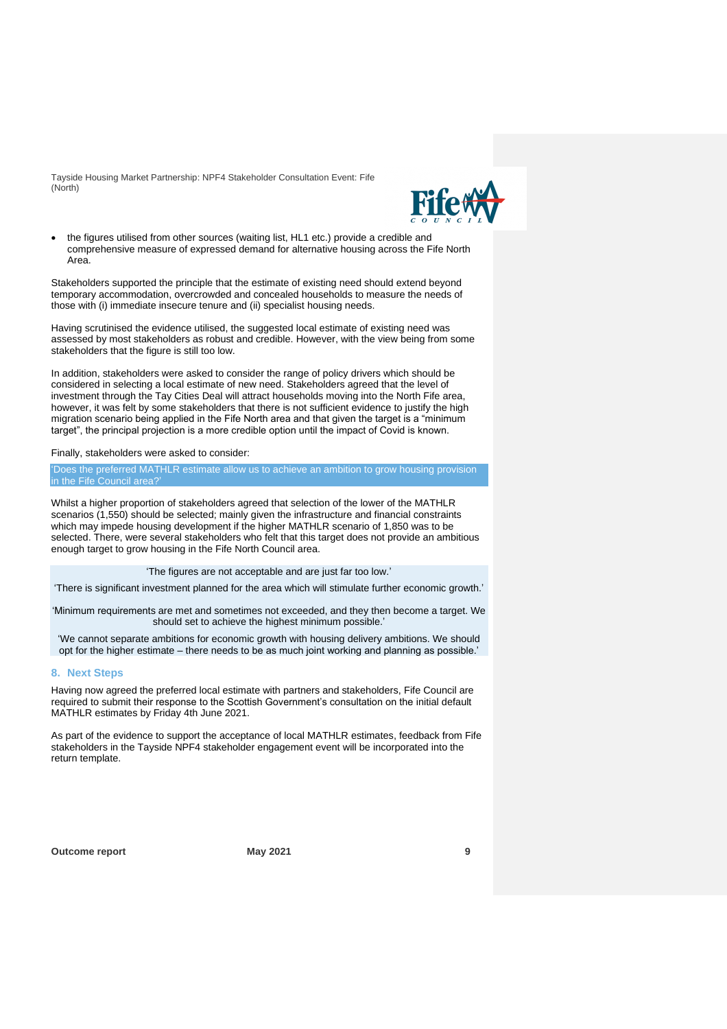- the figures utilised from other sources (waiting list, HL1 etc.) provide a credible and comprehensive measure of expressed demand for alternative housing across the Fife North Area.

Stakeholders supported the principle that the estimate of existing need should extend beyond temporary accommodation, overcrowded and concealed households to measure the needs of those with (i) immediate insecure tenure and (ii) specialist housing needs.

Having scrutinised the evidence utilised, the suggested local estimate of existing need was assessed by most stakeholders as robust and credible. However, with the view being from some stakeholders that the figure is still too low.

In addition, stakeholders were asked to consider the range of policy drivers which should be considered in selecting a local estimate of new need. Stakeholders agreed that the level of investment through the Tay Cities Deal will attract households moving into the North Fife area, however, it was felt by some stakeholders that there is not sufficient evidence to justify the high migration scenario being applied in the Fife North area and that given the target is a "minimum target", the principal projection is a more credible option until the impact of Covid is known.

Finally, stakeholders were asked to consider:

'Does the preferred MATHLR estimate allow us to achieve an ambition to grow housing provision in the Fife Council area?'

Whilst a higher proportion of stakeholders agreed that selection of the lower of the MATHLR scenarios (1,550) should be selected; mainly given the infrastructure and financial constraints which may impede housing development if the higher MATHLR scenario of 1,850 was to be selected. There, were several stakeholders who felt that this target does not provide an ambitious enough target to grow housing in the Fife North Council area.

> 'The figures are not acceptable and are just far too low.'
>
> 'There is significant investment planned for the area which will stimulate further economic growth.'
>
> 'Minimum requirements are met and sometimes not exceeded, and they then become a target. We should set to achieve the highest minimum possible.'
>
> 'We cannot separate ambitions for economic growth with housing delivery ambitions. We should opt for the higher estimate – there needs to be as much joint working and planning as possible.'

## 8. Next Steps

Having now agreed the preferred local estimate with partners and stakeholders, Fife Council are required to submit their response to the Scottish Government's consultation on the initial default MATHLR estimates by Friday 4th June 2021.

As part of the evidence to support the acceptance of local MATHLR estimates, feedback from Fife stakeholders in the Tayside NPF4 stakeholder engagement event will be incorporated into the return template.